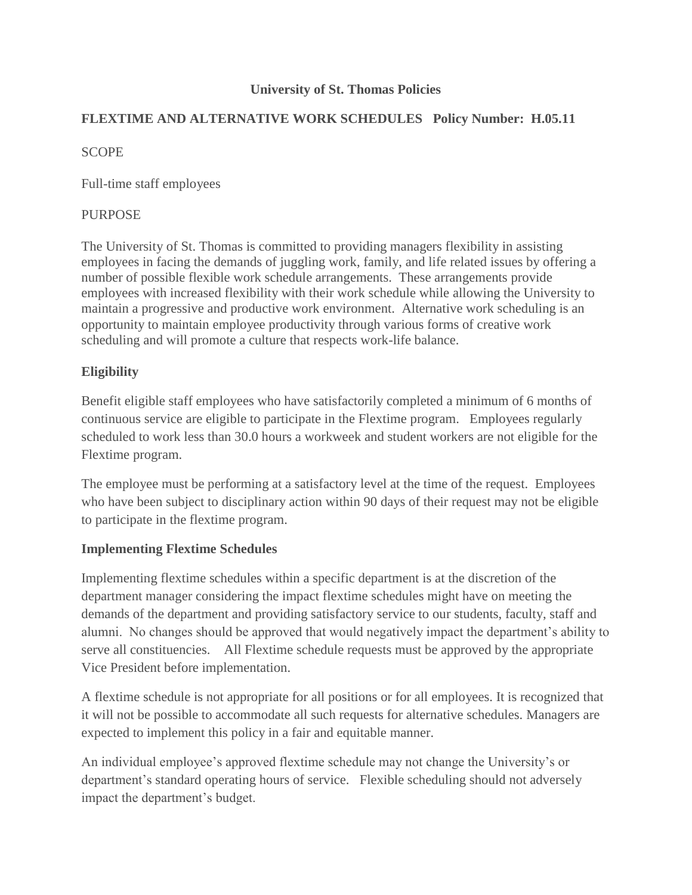# University of St. Thomas Policies

## FLEXTIME AND ALTERNATIVE WORK SCHEDULES Policy Number: H.05.11

SCOPE

Full-time staff employees

PURPOSE

The University of St. Thomas is committed to providing managers flexibility in assisting employees in facing the demands of juggling work, family, and life related issues by offering a number of possible flexible work schedule arrangements. These arrangements provide employees with increased flexibility with their work schedule while allowing the University to maintain a progressive and productive work environment. Alternative work scheduling is an opportunity to maintain employee productivity through various forms of creative work scheduling and will promote a culture that respects work-life balance.

### Eligibility

Benefit eligible staff employees who have satisfactorily completed a minimum of 6 months of continuous service are eligible to participate in the Flextime program. Employees regularly scheduled to work less than 30.0 hours a workweek and student workers are not eligible for the Flextime program.

The employee must be performing at a satisfactory level at the time of the request. Employees who have been subject to disciplinary action within 90 days of their request may not be eligible to participate in the flextime program.

### Implementing Flextime Schedules

Implementing flextime schedules within a specific department is at the discretion of the department manager considering the impact flextime schedules might have on meeting the demands of the department and providing satisfactory service to our students, faculty, staff and alumni. No changes should be approved that would negatively impact the department's ability to serve all constituencies. All Flextime schedule requests must be approved by the appropriate Vice President before implementation.

A flextime schedule is not appropriate for all positions or for all employees. It is recognized that it will not be possible to accommodate all such requests for alternative schedules. Managers are expected to implement this policy in a fair and equitable manner.

An individual employee's approved flextime schedule may not change the University's or department's standard operating hours of service. Flexible scheduling should not adversely impact the department's budget.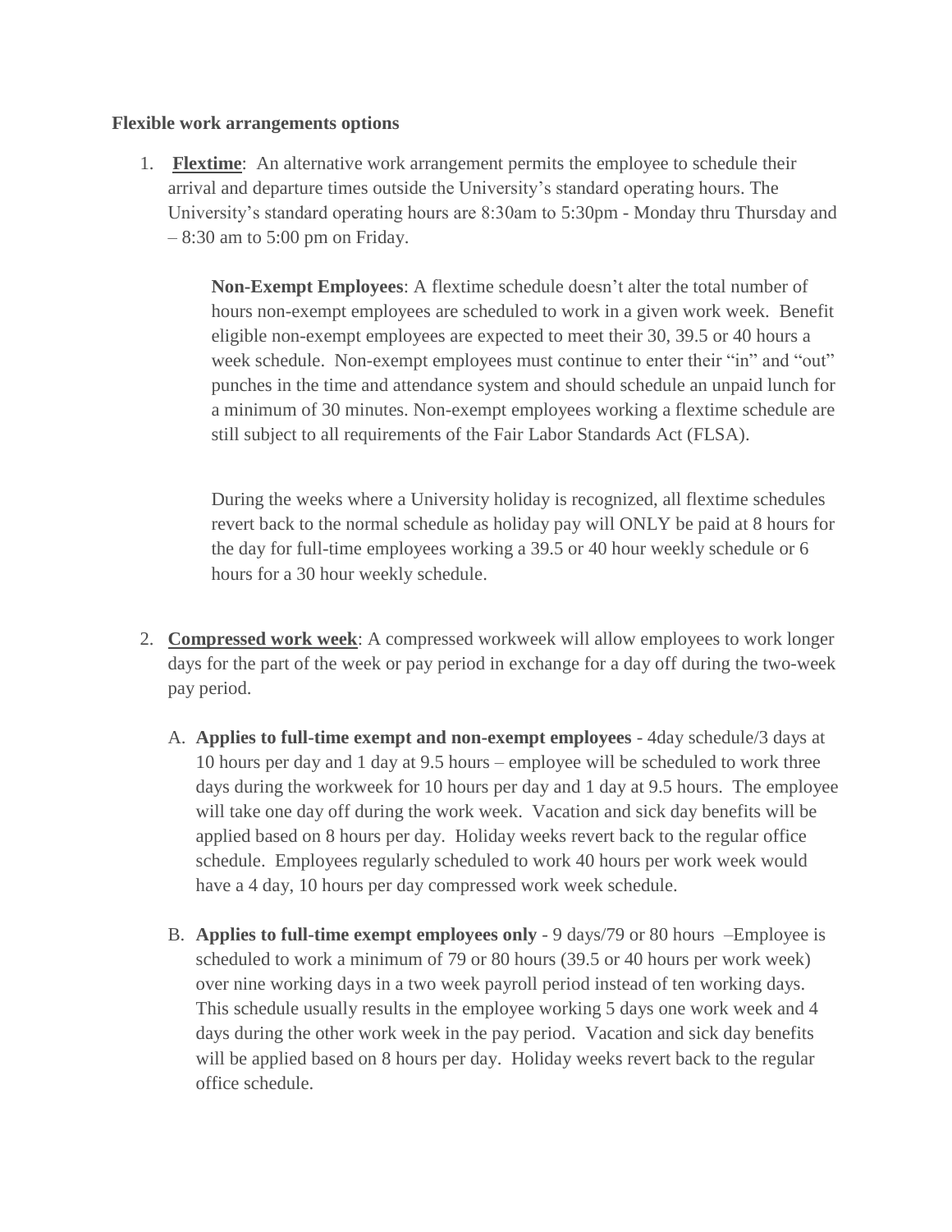**Flexible work arrangements options**

1. **Flextime**: An alternative work arrangement permits the employee to schedule their arrival and departure times outside the University's standard operating hours. The University's standard operating hours are 8:30am to 5:30pm - Monday thru Thursday and – 8:30 am to 5:00 pm on Friday.

   **Non-Exempt Employees**: A flextime schedule doesn't alter the total number of hours non-exempt employees are scheduled to work in a given work week. Benefit eligible non-exempt employees are expected to meet their 30, 39.5 or 40 hours a week schedule. Non-exempt employees must continue to enter their "in" and "out" punches in the time and attendance system and should schedule an unpaid lunch for a minimum of 30 minutes. Non-exempt employees working a flextime schedule are still subject to all requirements of the Fair Labor Standards Act (FLSA).

   During the weeks where a University holiday is recognized, all flextime schedules revert back to the normal schedule as holiday pay will ONLY be paid at 8 hours for the day for full-time employees working a 39.5 or 40 hour weekly schedule or 6 hours for a 30 hour weekly schedule.

2. **Compressed work week**: A compressed workweek will allow employees to work longer days for the part of the week or pay period in exchange for a day off during the two-week pay period.

   A. **Applies to full-time exempt and non-exempt employees** - 4day schedule/3 days at 10 hours per day and 1 day at 9.5 hours – employee will be scheduled to work three days during the workweek for 10 hours per day and 1 day at 9.5 hours. The employee will take one day off during the work week. Vacation and sick day benefits will be applied based on 8 hours per day. Holiday weeks revert back to the regular office schedule. Employees regularly scheduled to work 40 hours per work week would have a 4 day, 10 hours per day compressed work week schedule.

   B. **Applies to full-time exempt employees only** - 9 days/79 or 80 hours –Employee is scheduled to work a minimum of 79 or 80 hours (39.5 or 40 hours per work week) over nine working days in a two week payroll period instead of ten working days. This schedule usually results in the employee working 5 days one work week and 4 days during the other work week in the pay period. Vacation and sick day benefits will be applied based on 8 hours per day. Holiday weeks revert back to the regular office schedule.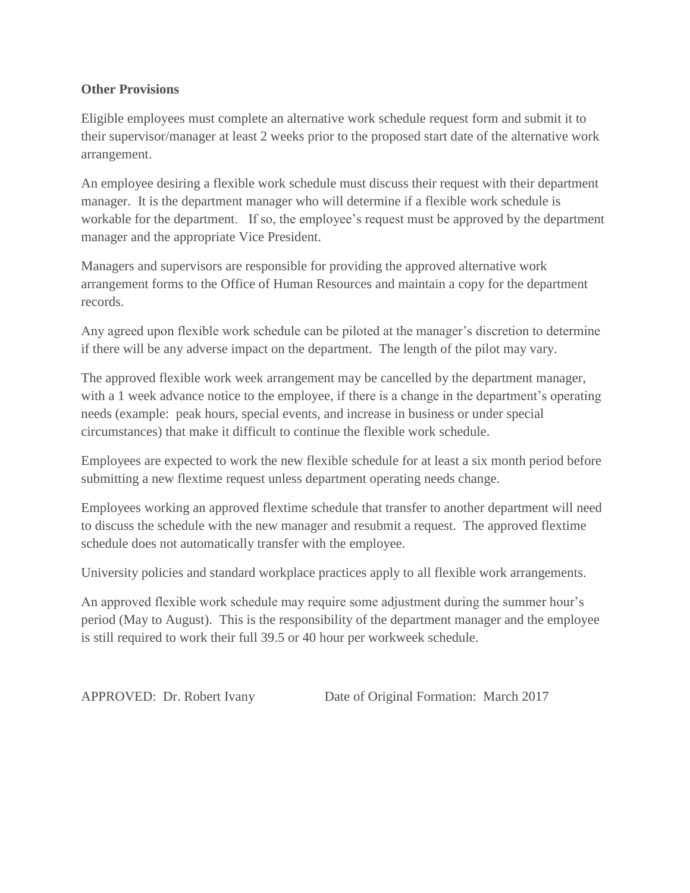**Other Provisions**

Eligible employees must complete an alternative work schedule request form and submit it to their supervisor/manager at least 2 weeks prior to the proposed start date of the alternative work arrangement.

An employee desiring a flexible work schedule must discuss their request with their department manager. It is the department manager who will determine if a flexible work schedule is workable for the department. If so, the employee's request must be approved by the department manager and the appropriate Vice President.

Managers and supervisors are responsible for providing the approved alternative work arrangement forms to the Office of Human Resources and maintain a copy for the department records.

Any agreed upon flexible work schedule can be piloted at the manager's discretion to determine if there will be any adverse impact on the department. The length of the pilot may vary.

The approved flexible work week arrangement may be cancelled by the department manager, with a 1 week advance notice to the employee, if there is a change in the department's operating needs (example: peak hours, special events, and increase in business or under special circumstances) that make it difficult to continue the flexible work schedule.

Employees are expected to work the new flexible schedule for at least a six month period before submitting a new flextime request unless department operating needs change.

Employees working an approved flextime schedule that transfer to another department will need to discuss the schedule with the new manager and resubmit a request. The approved flextime schedule does not automatically transfer with the employee.

University policies and standard workplace practices apply to all flexible work arrangements.

An approved flexible work schedule may require some adjustment during the summer hour's period (May to August). This is the responsibility of the department manager and the employee is still required to work their full 39.5 or 40 hour per workweek schedule.

APPROVED: Dr. Robert Ivany Date of Original Formation: March 2017